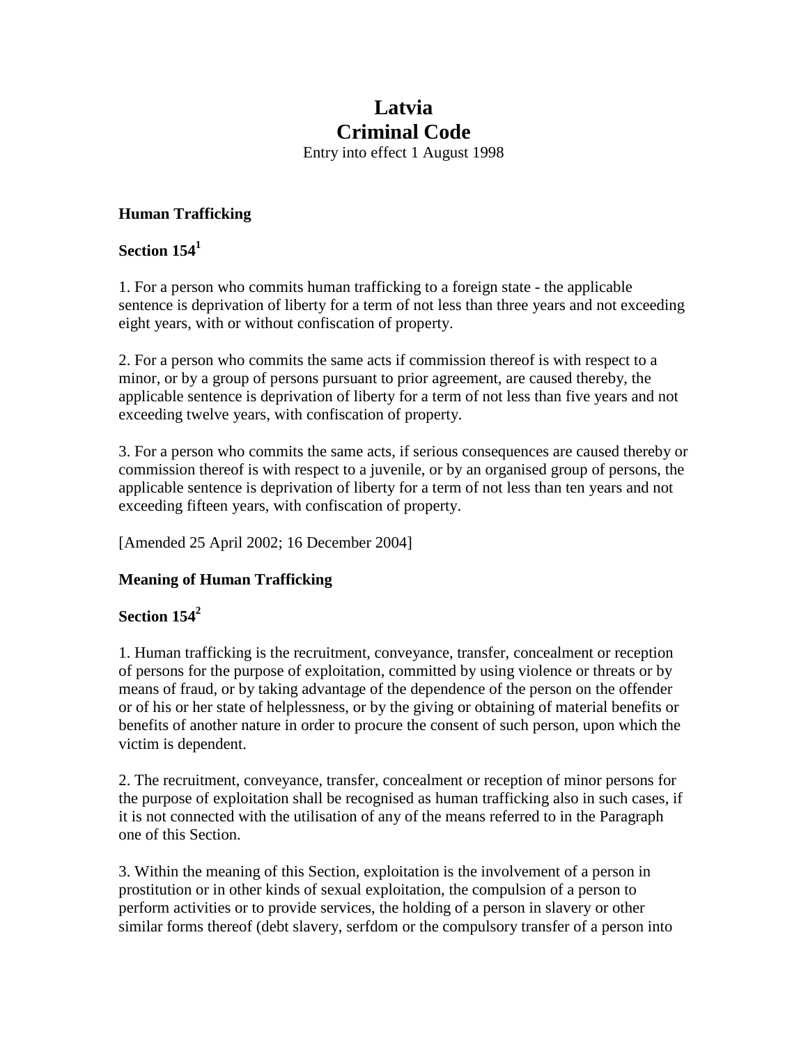# Latvia
# Criminal Code

Entry into effect 1 August 1998

**Human Trafficking**

**Section 154[1]**

1. For a person who commits human trafficking to a foreign state - the applicable sentence is deprivation of liberty for a term of not less than three years and not exceeding eight years, with or without confiscation of property.

2. For a person who commits the same acts if commission thereof is with respect to a minor, or by a group of persons pursuant to prior agreement, are caused thereby, the applicable sentence is deprivation of liberty for a term of not less than five years and not exceeding twelve years, with confiscation of property.

3. For a person who commits the same acts, if serious consequences are caused thereby or commission thereof is with respect to a juvenile, or by an organised group of persons, the applicable sentence is deprivation of liberty for a term of not less than ten years and not exceeding fifteen years, with confiscation of property.

[Amended 25 April 2002; 16 December 2004]

**Meaning of Human Trafficking**

**Section 154[2]**

1. Human trafficking is the recruitment, conveyance, transfer, concealment or reception of persons for the purpose of exploitation, committed by using violence or threats or by means of fraud, or by taking advantage of the dependence of the person on the offender or of his or her state of helplessness, or by the giving or obtaining of material benefits or benefits of another nature in order to procure the consent of such person, upon which the victim is dependent.

2. The recruitment, conveyance, transfer, concealment or reception of minor persons for the purpose of exploitation shall be recognised as human trafficking also in such cases, if it is not connected with the utilisation of any of the means referred to in the Paragraph one of this Section.

3. Within the meaning of this Section, exploitation is the involvement of a person in prostitution or in other kinds of sexual exploitation, the compulsion of a person to perform activities or to provide services, the holding of a person in slavery or other similar forms thereof (debt slavery, serfdom or the compulsory transfer of a person into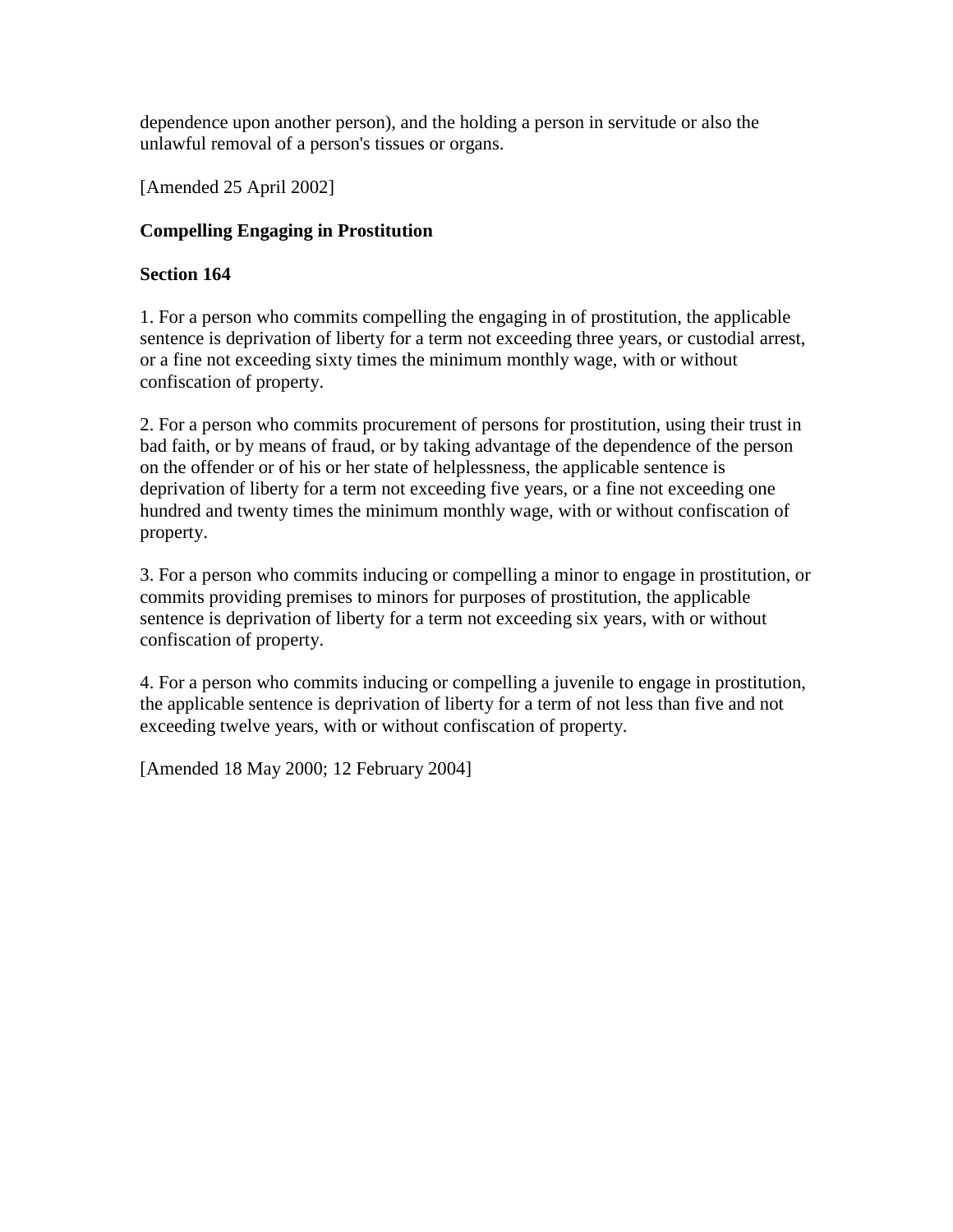dependence upon another person), and the holding a person in servitude or also the unlawful removal of a person's tissues or organs.

[Amended 25 April 2002]

**Compelling Engaging in Prostitution**

**Section 164**

1. For a person who commits compelling the engaging in of prostitution, the applicable sentence is deprivation of liberty for a term not exceeding three years, or custodial arrest, or a fine not exceeding sixty times the minimum monthly wage, with or without confiscation of property.

2. For a person who commits procurement of persons for prostitution, using their trust in bad faith, or by means of fraud, or by taking advantage of the dependence of the person on the offender or of his or her state of helplessness, the applicable sentence is deprivation of liberty for a term not exceeding five years, or a fine not exceeding one hundred and twenty times the minimum monthly wage, with or without confiscation of property.

3. For a person who commits inducing or compelling a minor to engage in prostitution, or commits providing premises to minors for purposes of prostitution, the applicable sentence is deprivation of liberty for a term not exceeding six years, with or without confiscation of property.

4. For a person who commits inducing or compelling a juvenile to engage in prostitution, the applicable sentence is deprivation of liberty for a term of not less than five and not exceeding twelve years, with or without confiscation of property.

[Amended 18 May 2000; 12 February 2004]